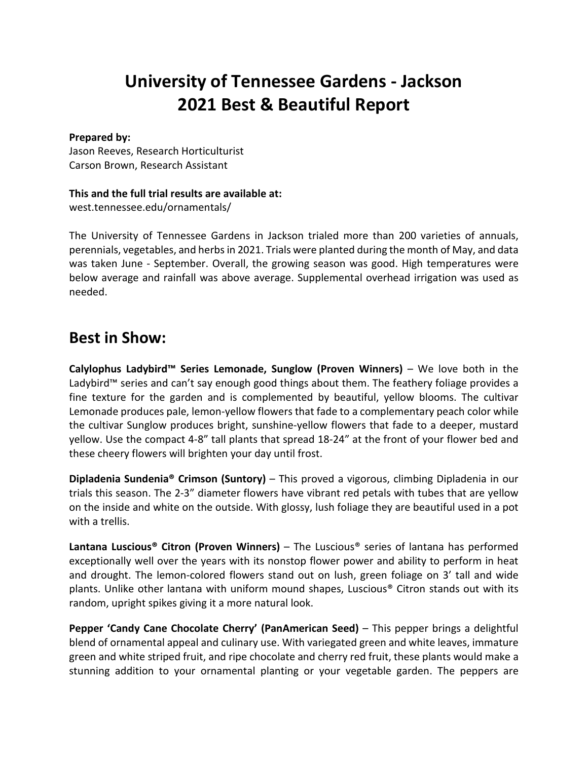# University of Tennessee Gardens - Jackson
# 2021 Best & Beautiful Report

**Prepared by:**
Jason Reeves, Research Horticulturist
Carson Brown, Research Assistant

**This and the full trial results are available at:**
west.tennessee.edu/ornamentals/

The University of Tennessee Gardens in Jackson trialed more than 200 varieties of annuals, perennials, vegetables, and herbs in 2021. Trials were planted during the month of May, and data was taken June - September. Overall, the growing season was good. High temperatures were below average and rainfall was above average. Supplemental overhead irrigation was used as needed.

## Best in Show:

**Calylophus Ladybird™ Series Lemonade, Sunglow (Proven Winners)** – We love both in the Ladybird™ series and can't say enough good things about them. The feathery foliage provides a fine texture for the garden and is complemented by beautiful, yellow blooms. The cultivar Lemonade produces pale, lemon-yellow flowers that fade to a complementary peach color while the cultivar Sunglow produces bright, sunshine-yellow flowers that fade to a deeper, mustard yellow. Use the compact 4-8" tall plants that spread 18-24" at the front of your flower bed and these cheery flowers will brighten your day until frost.

**Dipladenia Sundenia® Crimson (Suntory)** – This proved a vigorous, climbing Dipladenia in our trials this season. The 2-3" diameter flowers have vibrant red petals with tubes that are yellow on the inside and white on the outside. With glossy, lush foliage they are beautiful used in a pot with a trellis.

**Lantana Luscious® Citron (Proven Winners)** – The Luscious® series of lantana has performed exceptionally well over the years with its nonstop flower power and ability to perform in heat and drought. The lemon-colored flowers stand out on lush, green foliage on 3' tall and wide plants. Unlike other lantana with uniform mound shapes, Luscious® Citron stands out with its random, upright spikes giving it a more natural look.

**Pepper 'Candy Cane Chocolate Cherry' (PanAmerican Seed)** – This pepper brings a delightful blend of ornamental appeal and culinary use. With variegated green and white leaves, immature green and white striped fruit, and ripe chocolate and cherry red fruit, these plants would make a stunning addition to your ornamental planting or your vegetable garden. The peppers are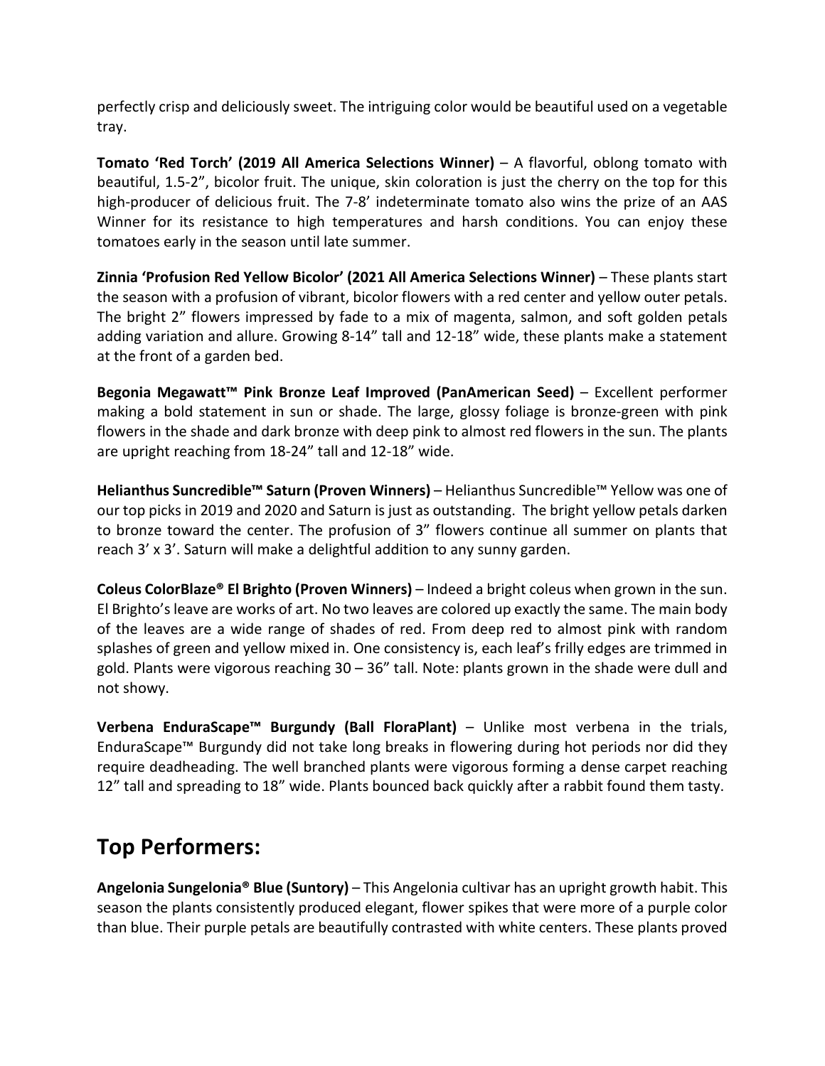perfectly crisp and deliciously sweet. The intriguing color would be beautiful used on a vegetable tray.

**Tomato 'Red Torch' (2019 All America Selections Winner)** – A flavorful, oblong tomato with beautiful, 1.5-2", bicolor fruit. The unique, skin coloration is just the cherry on the top for this high-producer of delicious fruit. The 7-8' indeterminate tomato also wins the prize of an AAS Winner for its resistance to high temperatures and harsh conditions. You can enjoy these tomatoes early in the season until late summer.

**Zinnia 'Profusion Red Yellow Bicolor' (2021 All America Selections Winner)** – These plants start the season with a profusion of vibrant, bicolor flowers with a red center and yellow outer petals. The bright 2" flowers impressed by fade to a mix of magenta, salmon, and soft golden petals adding variation and allure. Growing 8-14" tall and 12-18" wide, these plants make a statement at the front of a garden bed.

**Begonia Megawatt™ Pink Bronze Leaf Improved (PanAmerican Seed)** – Excellent performer making a bold statement in sun or shade. The large, glossy foliage is bronze-green with pink flowers in the shade and dark bronze with deep pink to almost red flowers in the sun. The plants are upright reaching from 18-24" tall and 12-18" wide.

**Helianthus Suncredible™ Saturn (Proven Winners)** – Helianthus Suncredible™ Yellow was one of our top picks in 2019 and 2020 and Saturn is just as outstanding. The bright yellow petals darken to bronze toward the center. The profusion of 3" flowers continue all summer on plants that reach 3' x 3'. Saturn will make a delightful addition to any sunny garden.

**Coleus ColorBlaze® El Brighto (Proven Winners)** – Indeed a bright coleus when grown in the sun. El Brighto's leave are works of art. No two leaves are colored up exactly the same. The main body of the leaves are a wide range of shades of red. From deep red to almost pink with random splashes of green and yellow mixed in. One consistency is, each leaf's frilly edges are trimmed in gold. Plants were vigorous reaching 30 – 36" tall. Note: plants grown in the shade were dull and not showy.

**Verbena EnduraScape™ Burgundy (Ball FloraPlant)** – Unlike most verbena in the trials, EnduraScape™ Burgundy did not take long breaks in flowering during hot periods nor did they require deadheading. The well branched plants were vigorous forming a dense carpet reaching 12" tall and spreading to 18" wide. Plants bounced back quickly after a rabbit found them tasty.

## Top Performers:

**Angelonia Sungelonia® Blue (Suntory)** – This Angelonia cultivar has an upright growth habit. This season the plants consistently produced elegant, flower spikes that were more of a purple color than blue. Their purple petals are beautifully contrasted with white centers. These plants proved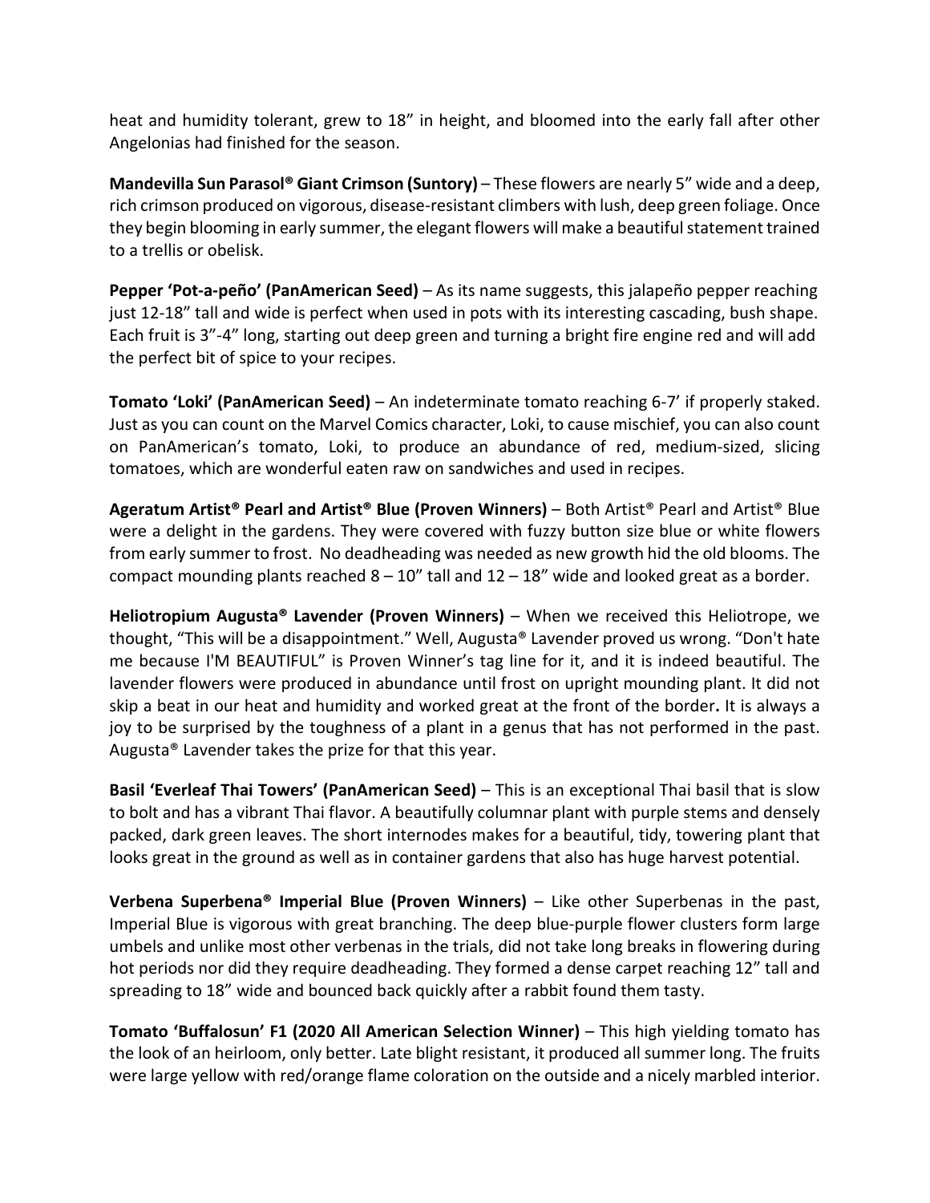heat and humidity tolerant, grew to 18” in height, and bloomed into the early fall after other Angelonias had finished for the season.

**Mandevilla Sun Parasol® Giant Crimson (Suntory)** – These flowers are nearly 5” wide and a deep, rich crimson produced on vigorous, disease-resistant climbers with lush, deep green foliage. Once they begin blooming in early summer, the elegant flowers will make a beautiful statement trained to a trellis or obelisk.

**Pepper ‘Pot-a-peño’ (PanAmerican Seed)** – As its name suggests, this jalapeño pepper reaching just 12-18” tall and wide is perfect when used in pots with its interesting cascading, bush shape. Each fruit is 3”-4” long, starting out deep green and turning a bright fire engine red and will add the perfect bit of spice to your recipes.

**Tomato ‘Loki’ (PanAmerican Seed)** – An indeterminate tomato reaching 6-7’ if properly staked. Just as you can count on the Marvel Comics character, Loki, to cause mischief, you can also count on PanAmerican’s tomato, Loki, to produce an abundance of red, medium-sized, slicing tomatoes, which are wonderful eaten raw on sandwiches and used in recipes.

**Ageratum Artist® Pearl and Artist® Blue (Proven Winners)** – Both Artist® Pearl and Artist® Blue were a delight in the gardens. They were covered with fuzzy button size blue or white flowers from early summer to frost. No deadheading was needed as new growth hid the old blooms. The compact mounding plants reached 8 – 10” tall and 12 – 18” wide and looked great as a border.

**Heliotropium Augusta® Lavender (Proven Winners)** – When we received this Heliotrope, we thought, “This will be a disappointment.” Well, Augusta® Lavender proved us wrong. “Don't hate me because I'M BEAUTIFUL” is Proven Winner’s tag line for it, and it is indeed beautiful. The lavender flowers were produced in abundance until frost on upright mounding plant. It did not skip a beat in our heat and humidity and worked great at the front of the border**.** It is always a joy to be surprised by the toughness of a plant in a genus that has not performed in the past. Augusta® Lavender takes the prize for that this year.

**Basil ‘Everleaf Thai Towers’ (PanAmerican Seed)** – This is an exceptional Thai basil that is slow to bolt and has a vibrant Thai flavor. A beautifully columnar plant with purple stems and densely packed, dark green leaves. The short internodes makes for a beautiful, tidy, towering plant that looks great in the ground as well as in container gardens that also has huge harvest potential.

**Verbena Superbena® Imperial Blue (Proven Winners)** – Like other Superbenas in the past, Imperial Blue is vigorous with great branching. The deep blue-purple flower clusters form large umbels and unlike most other verbenas in the trials, did not take long breaks in flowering during hot periods nor did they require deadheading. They formed a dense carpet reaching 12” tall and spreading to 18” wide and bounced back quickly after a rabbit found them tasty.

**Tomato ‘Buffalosun’ F1 (2020 All American Selection Winner)** – This high yielding tomato has the look of an heirloom, only better. Late blight resistant, it produced all summer long. The fruits were large yellow with red/orange flame coloration on the outside and a nicely marbled interior.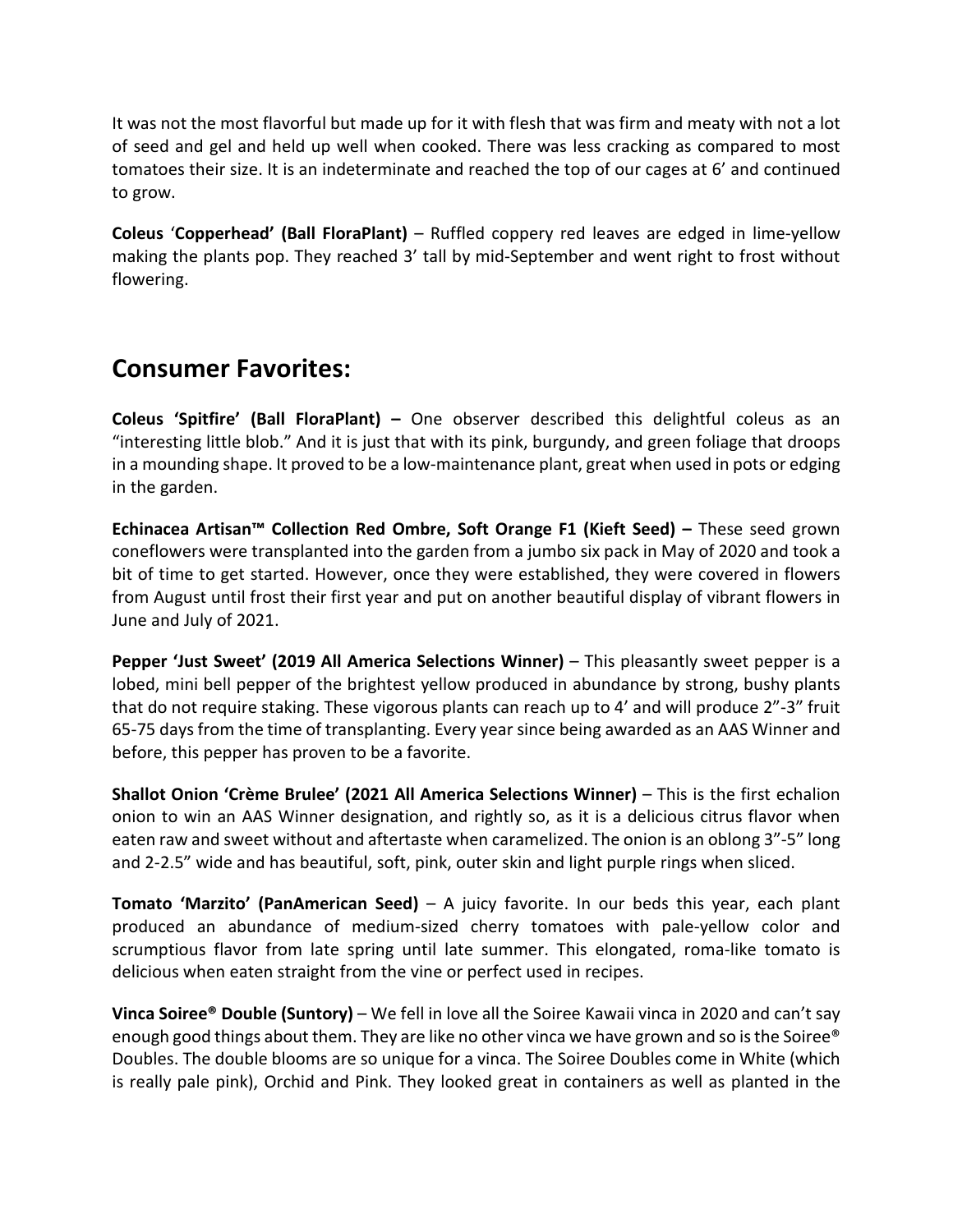It was not the most flavorful but made up for it with flesh that was firm and meaty with not a lot of seed and gel and held up well when cooked. There was less cracking as compared to most tomatoes their size. It is an indeterminate and reached the top of our cages at 6' and continued to grow.

**Coleus 'Copperhead' (Ball FloraPlant)** – Ruffled coppery red leaves are edged in lime-yellow making the plants pop. They reached 3' tall by mid-September and went right to frost without flowering.

## Consumer Favorites:

**Coleus 'Spitfire' (Ball FloraPlant) –** One observer described this delightful coleus as an "interesting little blob." And it is just that with its pink, burgundy, and green foliage that droops in a mounding shape. It proved to be a low-maintenance plant, great when used in pots or edging in the garden.

**Echinacea Artisan™ Collection Red Ombre, Soft Orange F1 (Kieft Seed) –** These seed grown coneflowers were transplanted into the garden from a jumbo six pack in May of 2020 and took a bit of time to get started. However, once they were established, they were covered in flowers from August until frost their first year and put on another beautiful display of vibrant flowers in June and July of 2021.

**Pepper 'Just Sweet' (2019 All America Selections Winner)** – This pleasantly sweet pepper is a lobed, mini bell pepper of the brightest yellow produced in abundance by strong, bushy plants that do not require staking. These vigorous plants can reach up to 4' and will produce 2"-3" fruit 65-75 days from the time of transplanting. Every year since being awarded as an AAS Winner and before, this pepper has proven to be a favorite.

**Shallot Onion 'Crème Brulee' (2021 All America Selections Winner)** – This is the first echalion onion to win an AAS Winner designation, and rightly so, as it is a delicious citrus flavor when eaten raw and sweet without and aftertaste when caramelized. The onion is an oblong 3"-5" long and 2-2.5" wide and has beautiful, soft, pink, outer skin and light purple rings when sliced.

**Tomato 'Marzito' (PanAmerican Seed)** – A juicy favorite. In our beds this year, each plant produced an abundance of medium-sized cherry tomatoes with pale-yellow color and scrumptious flavor from late spring until late summer. This elongated, roma-like tomato is delicious when eaten straight from the vine or perfect used in recipes.

**Vinca Soiree® Double (Suntory)** – We fell in love all the Soiree Kawaii vinca in 2020 and can't say enough good things about them. They are like no other vinca we have grown and so is the Soiree® Doubles. The double blooms are so unique for a vinca. The Soiree Doubles come in White (which is really pale pink), Orchid and Pink. They looked great in containers as well as planted in the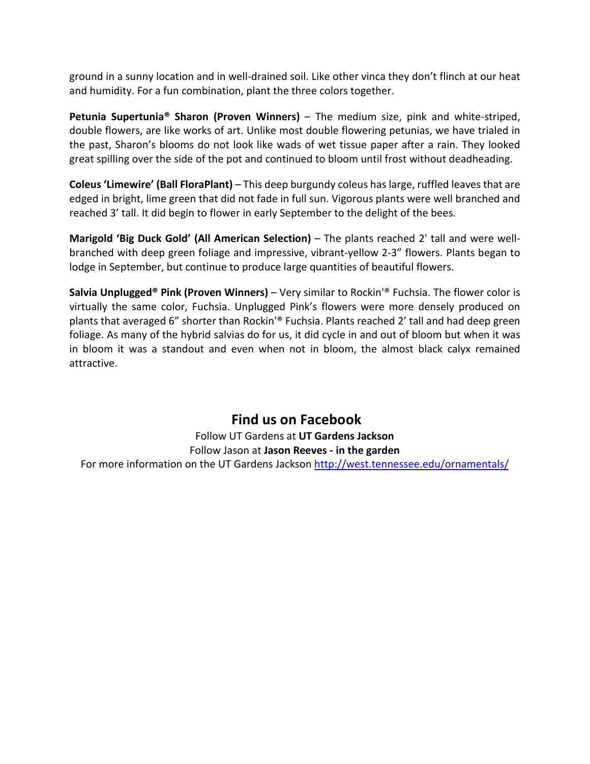ground in a sunny location and in well-drained soil. Like other vinca they don't flinch at our heat and humidity. For a fun combination, plant the three colors together.

**Petunia Supertunia® Sharon (Proven Winners)** – The medium size, pink and white-striped, double flowers, are like works of art. Unlike most double flowering petunias, we have trialed in the past, Sharon's blooms do not look like wads of wet tissue paper after a rain. They looked great spilling over the side of the pot and continued to bloom until frost without deadheading.

**Coleus 'Limewire' (Ball FloraPlant)** – This deep burgundy coleus has large, ruffled leaves that are edged in bright, lime green that did not fade in full sun. Vigorous plants were well branched and reached 3' tall. It did begin to flower in early September to the delight of the bees.

**Marigold 'Big Duck Gold' (All American Selection)** – The plants reached 2' tall and were well-branched with deep green foliage and impressive, vibrant-yellow 2-3" flowers. Plants began to lodge in September, but continue to produce large quantities of beautiful flowers.

**Salvia Unplugged® Pink (Proven Winners)** – Very similar to Rockin'® Fuchsia. The flower color is virtually the same color, Fuchsia. Unplugged Pink's flowers were more densely produced on plants that averaged 6" shorter than Rockin'® Fuchsia. Plants reached 2' tall and had deep green foliage. As many of the hybrid salvias do for us, it did cycle in and out of bloom but when it was in bloom it was a standout and even when not in bloom, the almost black calyx remained attractive.

## Find us on Facebook

Follow UT Gardens at **UT Gardens Jackson**

Follow Jason at **Jason Reeves - in the garden**

For more information on the UT Gardens Jackson http://west.tennessee.edu/ornamentals/